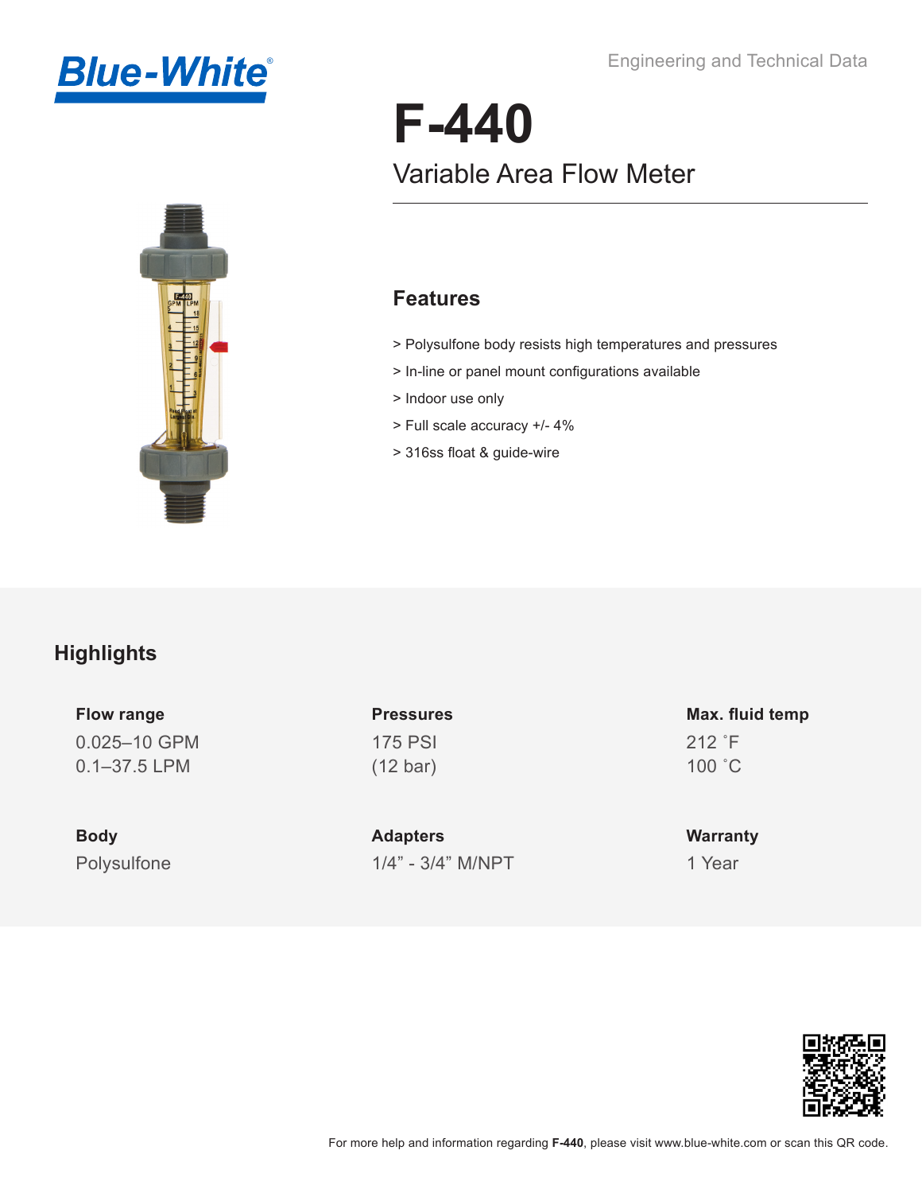Blue-White®

Engineering and Technical Data

# F-440

## Variable Area Flow Meter

### Features

> Polysulfone body resists high temperatures and pressures
> In-line or panel mount configurations available
> Indoor use only
> Full scale accuracy +/- 4%
> 316ss float & guide-wire

## Highlights

**Flow range**
0.025–10 GPM
0.1–37.5 LPM

**Pressures**
175 PSI
(12 bar)

**Max. fluid temp**
212 ˚F
100 ˚C

**Body**
Polysulfone

**Adapters**
1/4" - 3/4" M/NPT

**Warranty**
1 Year

For more help and information regarding **F-440**, please visit www.blue-white.com or scan this QR code.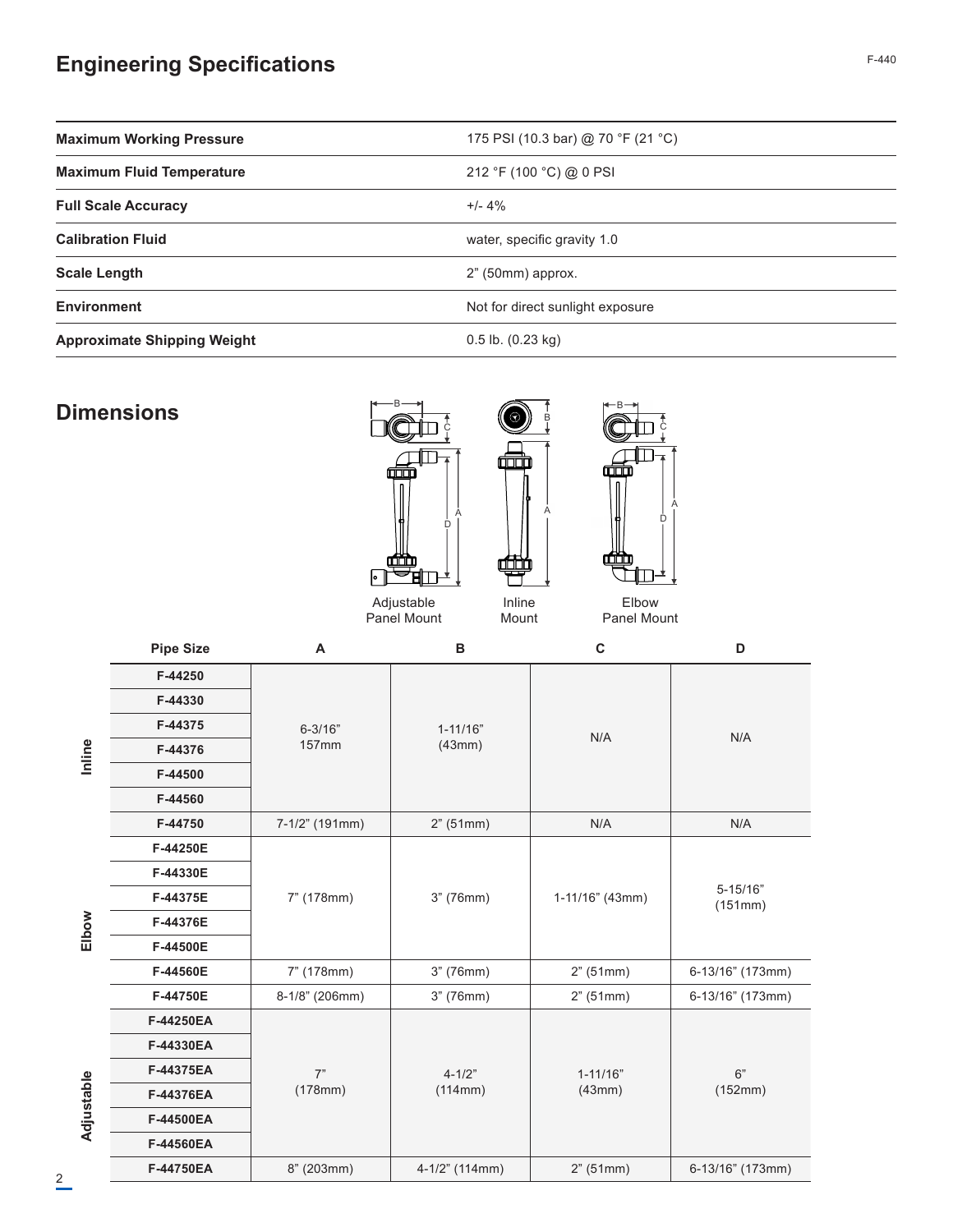## Engineering Specifications

| | |
|---|---|
| **Maximum Working Pressure** | 175 PSI (10.3 bar) @ 70 °F (21 °C) |
| **Maximum Fluid Temperature** | 212 °F (100 °C) @ 0 PSI |
| **Full Scale Accuracy** | +/- 4% |
| **Calibration Fluid** | water, specific gravity 1.0 |
| **Scale Length** | 2" (50mm) approx. |
| **Environment** | Not for direct sunlight exposure |
| **Approximate Shipping Weight** | 0.5 lb. (0.23 kg) |

## Dimensions

Adjustable Panel Mount    Inline Mount    Elbow Panel Mount

| | Pipe Size | A | B | C | D |
|---|---|---|---|---|---|
| Inline | F-44250 | 6-3/16" 157mm | 1-11/16" (43mm) | N/A | N/A |
| Inline | F-44330 | 6-3/16" 157mm | 1-11/16" (43mm) | N/A | N/A |
| Inline | F-44375 | 6-3/16" 157mm | 1-11/16" (43mm) | N/A | N/A |
| Inline | F-44376 | 6-3/16" 157mm | 1-11/16" (43mm) | N/A | N/A |
| Inline | F-44500 | 6-3/16" 157mm | 1-11/16" (43mm) | N/A | N/A |
| Inline | F-44560 | 6-3/16" 157mm | 1-11/16" (43mm) | N/A | N/A |
| Inline | F-44750 | 7-1/2" (191mm) | 2" (51mm) | N/A | N/A |
| Elbow | F-44250E | 7" (178mm) | 3" (76mm) | 1-11/16" (43mm) | 5-15/16" (151mm) |
| Elbow | F-44330E | 7" (178mm) | 3" (76mm) | 1-11/16" (43mm) | 5-15/16" (151mm) |
| Elbow | F-44375E | 7" (178mm) | 3" (76mm) | 1-11/16" (43mm) | 5-15/16" (151mm) |
| Elbow | F-44376E | 7" (178mm) | 3" (76mm) | 1-11/16" (43mm) | 5-15/16" (151mm) |
| Elbow | F-44500E | 7" (178mm) | 3" (76mm) | 1-11/16" (43mm) | 5-15/16" (151mm) |
| Elbow | F-44560E | 7" (178mm) | 3" (76mm) | 2" (51mm) | 6-13/16" (173mm) |
| Elbow | F-44750E | 8-1/8" (206mm) | 3" (76mm) | 2" (51mm) | 6-13/16" (173mm) |
| Adjustable | F-44250EA | 7" (178mm) | 4-1/2" (114mm) | 1-11/16" (43mm) | 6" (152mm) |
| Adjustable | F-44330EA | 7" (178mm) | 4-1/2" (114mm) | 1-11/16" (43mm) | 6" (152mm) |
| Adjustable | F-44375EA | 7" (178mm) | 4-1/2" (114mm) | 1-11/16" (43mm) | 6" (152mm) |
| Adjustable | F-44376EA | 7" (178mm) | 4-1/2" (114mm) | 1-11/16" (43mm) | 6" (152mm) |
| Adjustable | F-44500EA | 7" (178mm) | 4-1/2" (114mm) | 1-11/16" (43mm) | 6" (152mm) |
| Adjustable | F-44560EA | 7" (178mm) | 4-1/2" (114mm) | 1-11/16" (43mm) | 6" (152mm) |
| Adjustable | F-44750EA | 8" (203mm) | 4-1/2" (114mm) | 2" (51mm) | 6-13/16" (173mm) |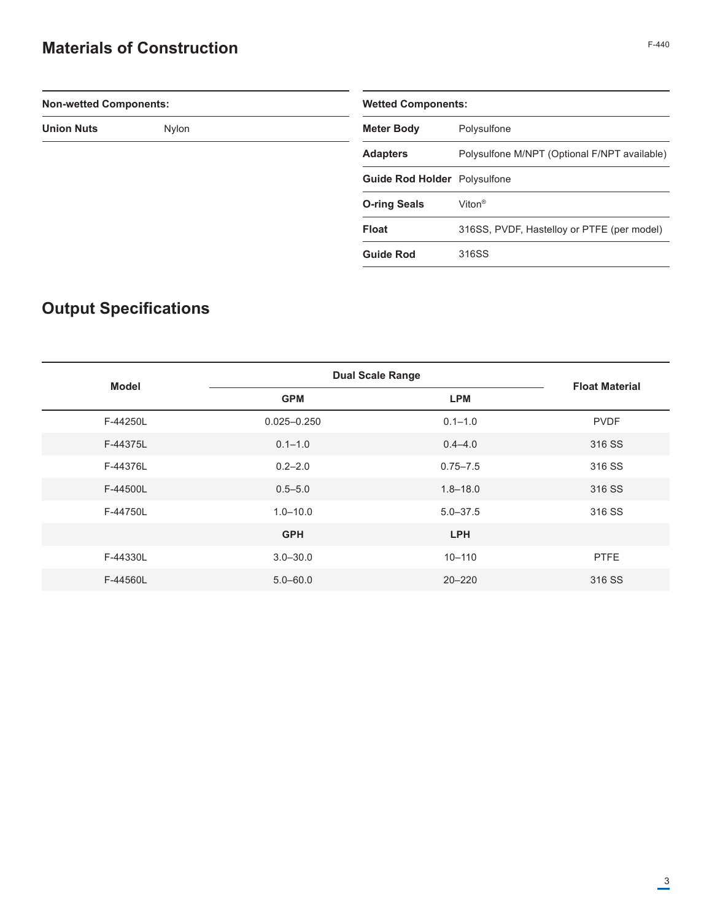## Materials of Construction

| Non-wetted Components: | |
|---|---|
| **Union Nuts** | Nylon |

| Wetted Components: | |
|---|---|
| **Meter Body** | Polysulfone |
| **Adapters** | Polysulfone M/NPT (Optional F/NPT available) |
| **Guide Rod Holder** | Polysulfone |
| **O-ring Seals** | Viton® |
| **Float** | 316SS, PVDF, Hastelloy or PTFE (per model) |
| **Guide Rod** | 316SS |

## Output Specifications

| Model | Dual Scale Range | | Float Material |
|---|---|---|---|
| | GPM | LPM | |
| F-44250L | 0.025–0.250 | 0.1–1.0 | PVDF |
| F-44375L | 0.1–1.0 | 0.4–4.0 | 316 SS |
| F-44376L | 0.2–2.0 | 0.75–7.5 | 316 SS |
| F-44500L | 0.5–5.0 | 1.8–18.0 | 316 SS |
| F-44750L | 1.0–10.0 | 5.0–37.5 | 316 SS |
| | **GPH** | **LPH** | |
| F-44330L | 3.0–30.0 | 10–110 | PTFE |
| F-44560L | 5.0–60.0 | 20–220 | 316 SS |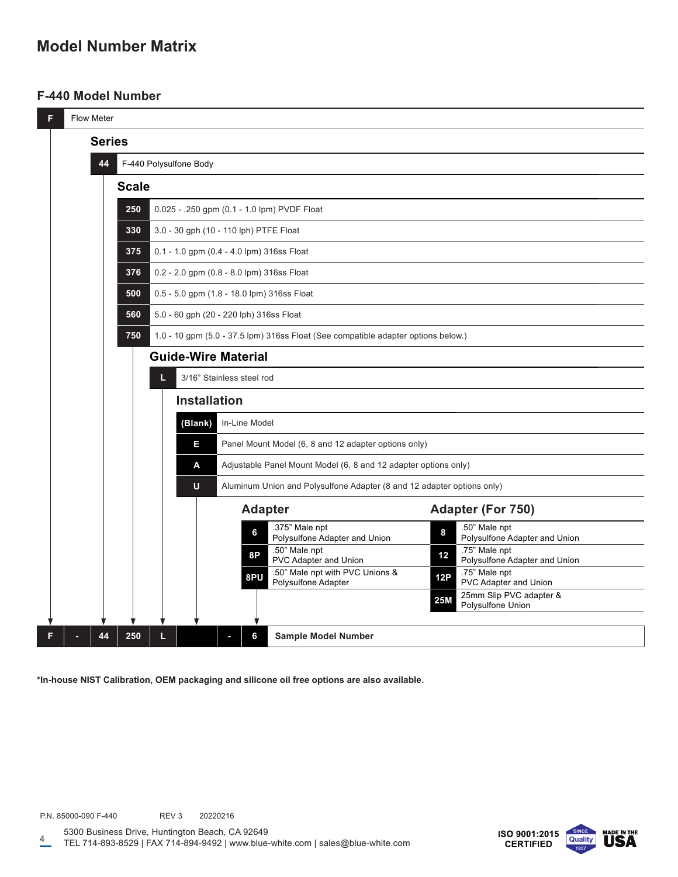# Model Number Matrix

## F-440 Model Number

| | |
|---|---|
| **F** | Flow Meter |

### Series

| | |
|---|---|
| **44** | F-440 Polysulfone Body |

### Scale

| | |
|---|---|
| **250** | 0.025 - .250 gpm (0.1 - 1.0 lpm) PVDF Float |
| **330** | 3.0 - 30 gph (10 - 110 lph) PTFE Float |
| **375** | 0.1 - 1.0 gpm (0.4 - 4.0 lpm) 316ss Float |
| **376** | 0.2 - 2.0 gpm (0.8 - 8.0 lpm) 316ss Float |
| **500** | 0.5 - 5.0 gpm (1.8 - 18.0 lpm) 316ss Float |
| **560** | 5.0 - 60 gph (20 - 220 lph) 316ss Float |
| **750** | 1.0 - 10 gpm (5.0 - 37.5 lpm) 316ss Float (See compatible adapter options below.) |

### Guide-Wire Material

| | |
|---|---|
| **L** | 3/16" Stainless steel rod |

### Installation

| | |
|---|---|
| **(Blank)** | In-Line Model |
| **E** | Panel Mount Model (6, 8 and 12 adapter options only) |
| **A** | Adjustable Panel Mount Model (6, 8 and 12 adapter options only) |
| **U** | Aluminum Union and Polysulfone Adapter (8 and 12 adapter options only) |

### Adapter

| | |
|---|---|
| **6** | .375" Male npt Polysulfone Adapter and Union |
| **8P** | .50" Male npt PVC Adapter and Union |
| **8PU** | .50" Male npt with PVC Unions & Polysulfone Adapter |

### Adapter (For 750)

| | |
|---|---|
| **8** | .50" Male npt Polysulfone Adapter and Union |
| **12** | .75" Male npt Polysulfone Adapter and Union |
| **12P** | .75" Male npt PVC Adapter and Union |
| **25M** | 25mm Slip PVC adapter & Polysulfone Union |

| | | | | | | | | |
|---|---|---|---|---|---|---|---|---|
| F | - | 44 | 250 | L | | - | 6 | **Sample Model Number** |

**\*In-house NIST Calibration, OEM packaging and silicone oil free options are also available.**

P.N. 85000-090 F-440 REV 3 20220216

5300 Business Drive, Huntington Beach, CA 92649
TEL 714-893-8529 | FAX 714-894-9492 | www.blue-white.com | sales@blue-white.com

ISO 9001:2015 CERTIFIED | SINCE 1957 Quality | MADE IN THE USA